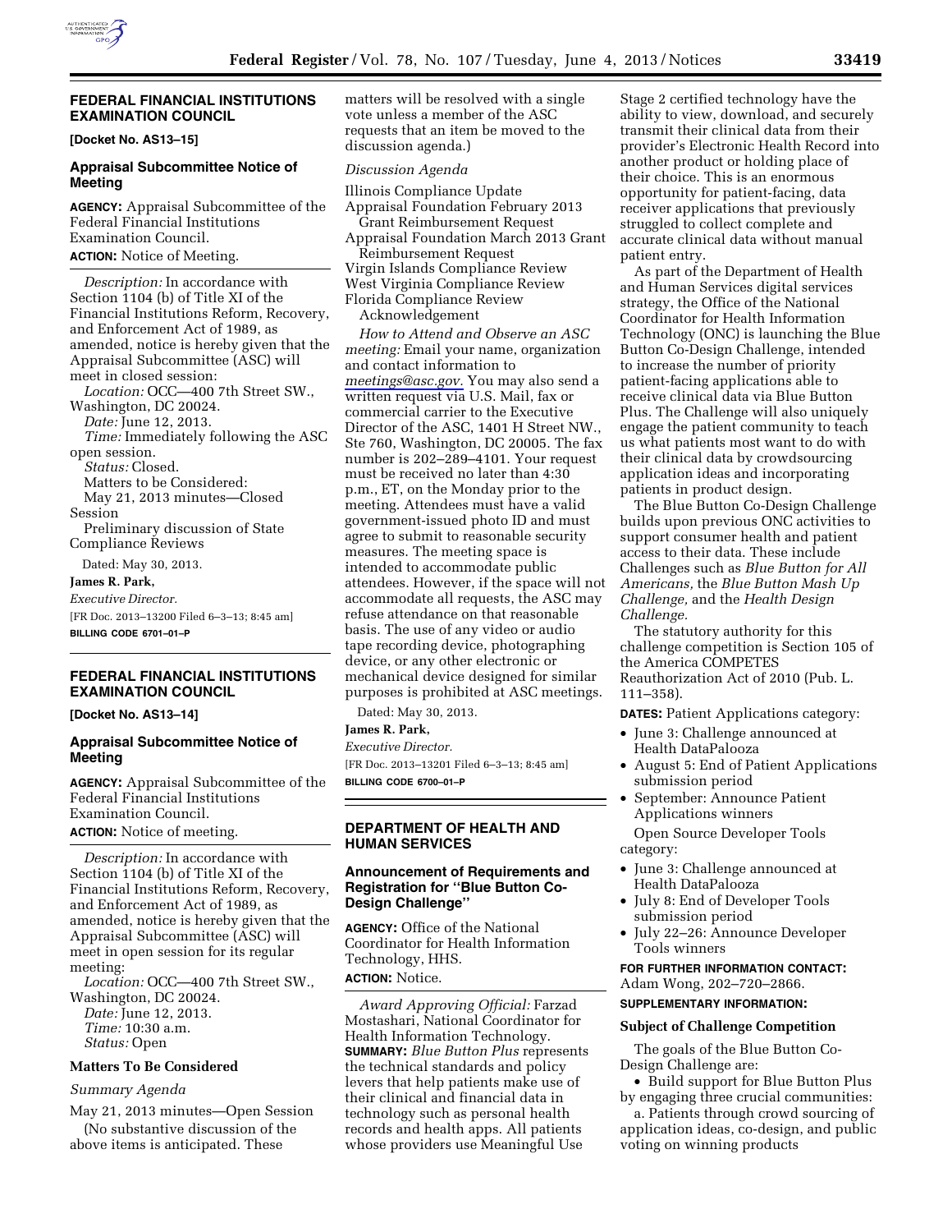## FEDERAL FINANCIAL INSTITUTIONS EXAMINATION COUNCIL

**[Docket No. AS13–15]**

### Appraisal Subcommittee Notice of Meeting

**AGENCY:** Appraisal Subcommittee of the Federal Financial Institutions Examination Council.

**ACTION:** Notice of Meeting.

*Description:* In accordance with Section 1104 (b) of Title XI of the Financial Institutions Reform, Recovery, and Enforcement Act of 1989, as amended, notice is hereby given that the Appraisal Subcommittee (ASC) will meet in closed session:

*Location:* OCC—400 7th Street SW., Washington, DC 20024.

*Date:* June 12, 2013.

*Time:* Immediately following the ASC open session.

*Status:* Closed.

Matters to be Considered:

May 21, 2013 minutes—Closed Session

Preliminary discussion of State Compliance Reviews

Dated: May 30, 2013.

**James R. Park,**

*Executive Director.*

[FR Doc. 2013–13200 Filed 6–3–13; 8:45 am]

**BILLING CODE 6701–01–P**

## FEDERAL FINANCIAL INSTITUTIONS EXAMINATION COUNCIL

**[Docket No. AS13–14]**

### Appraisal Subcommittee Notice of Meeting

**AGENCY:** Appraisal Subcommittee of the Federal Financial Institutions Examination Council.

**ACTION:** Notice of meeting.

*Description:* In accordance with Section 1104 (b) of Title XI of the Financial Institutions Reform, Recovery, and Enforcement Act of 1989, as amended, notice is hereby given that the Appraisal Subcommittee (ASC) will meet in open session for its regular meeting:

*Location:* OCC—400 7th Street SW., Washington, DC 20024.

*Date:* June 12, 2013.

*Time:* 10:30 a.m.

*Status:* Open

**Matters To Be Considered**

*Summary Agenda*

May 21, 2013 minutes—Open Session

(No substantive discussion of the above items is anticipated. These matters will be resolved with a single vote unless a member of the ASC requests that an item be moved to the discussion agenda.)

*Discussion Agenda*

Illinois Compliance Update

Appraisal Foundation February 2013 Grant Reimbursement Request

Appraisal Foundation March 2013 Grant Reimbursement Request

Virgin Islands Compliance Review

West Virginia Compliance Review

Florida Compliance Review Acknowledgement

*How to Attend and Observe an ASC meeting:* Email your name, organization and contact information to *meetings@asc.gov.* You may also send a written request via U.S. Mail, fax or commercial carrier to the Executive Director of the ASC, 1401 H Street NW., Ste 760, Washington, DC 20005. The fax number is 202–289–4101. Your request must be received no later than 4:30 p.m., ET, on the Monday prior to the meeting. Attendees must have a valid government-issued photo ID and must agree to submit to reasonable security measures. The meeting space is intended to accommodate public attendees. However, if the space will not accommodate all requests, the ASC may refuse attendance on that reasonable basis. The use of any video or audio tape recording device, photographing device, or any other electronic or mechanical device designed for similar purposes is prohibited at ASC meetings.

Dated: May 30, 2013.

**James R. Park,**

*Executive Director.*

[FR Doc. 2013–13201 Filed 6–3–13; 8:45 am]

**BILLING CODE 6700–01–P**

## DEPARTMENT OF HEALTH AND HUMAN SERVICES

### Announcement of Requirements and Registration for "Blue Button Co-Design Challenge"

**AGENCY:** Office of the National Coordinator for Health Information Technology, HHS.

**ACTION:** Notice.

*Award Approving Official:* Farzad Mostashari, National Coordinator for Health Information Technology.

**SUMMARY:** *Blue Button Plus* represents the technical standards and policy levers that help patients make use of their clinical and financial data in technology such as personal health records and health apps. All patients whose providers use Meaningful Use Stage 2 certified technology have the ability to view, download, and securely transmit their clinical data from their provider's Electronic Health Record into another product or holding place of their choice. This is an enormous opportunity for patient-facing, data receiver applications that previously struggled to collect complete and accurate clinical data without manual patient entry.

As part of the Department of Health and Human Services digital services strategy, the Office of the National Coordinator for Health Information Technology (ONC) is launching the Blue Button Co-Design Challenge, intended to increase the number of priority patient-facing applications able to receive clinical data via Blue Button Plus. The Challenge will also uniquely engage the patient community to teach us what patients most want to do with their clinical data by crowdsourcing application ideas and incorporating patients in product design.

The Blue Button Co-Design Challenge builds upon previous ONC activities to support consumer health and patient access to their data. These include Challenges such as *Blue Button for All Americans,* the *Blue Button Mash Up Challenge,* and the *Health Design Challenge.*

The statutory authority for this challenge competition is Section 105 of the America COMPETES Reauthorization Act of 2010 (Pub. L. 111–358).

**DATES:** Patient Applications category:

- June 3: Challenge announced at Health DataPalooza
- August 5: End of Patient Applications submission period
- September: Announce Patient Applications winners

Open Source Developer Tools category:

- June 3: Challenge announced at Health DataPalooza
- July 8: End of Developer Tools submission period
- July 22–26: Announce Developer Tools winners

**FOR FURTHER INFORMATION CONTACT:** Adam Wong, 202–720–2866.

**SUPPLEMENTARY INFORMATION:**

**Subject of Challenge Competition**

The goals of the Blue Button Co-Design Challenge are:

- Build support for Blue Button Plus by engaging three crucial communities:

a. Patients through crowd sourcing of application ideas, co-design, and public voting on winning products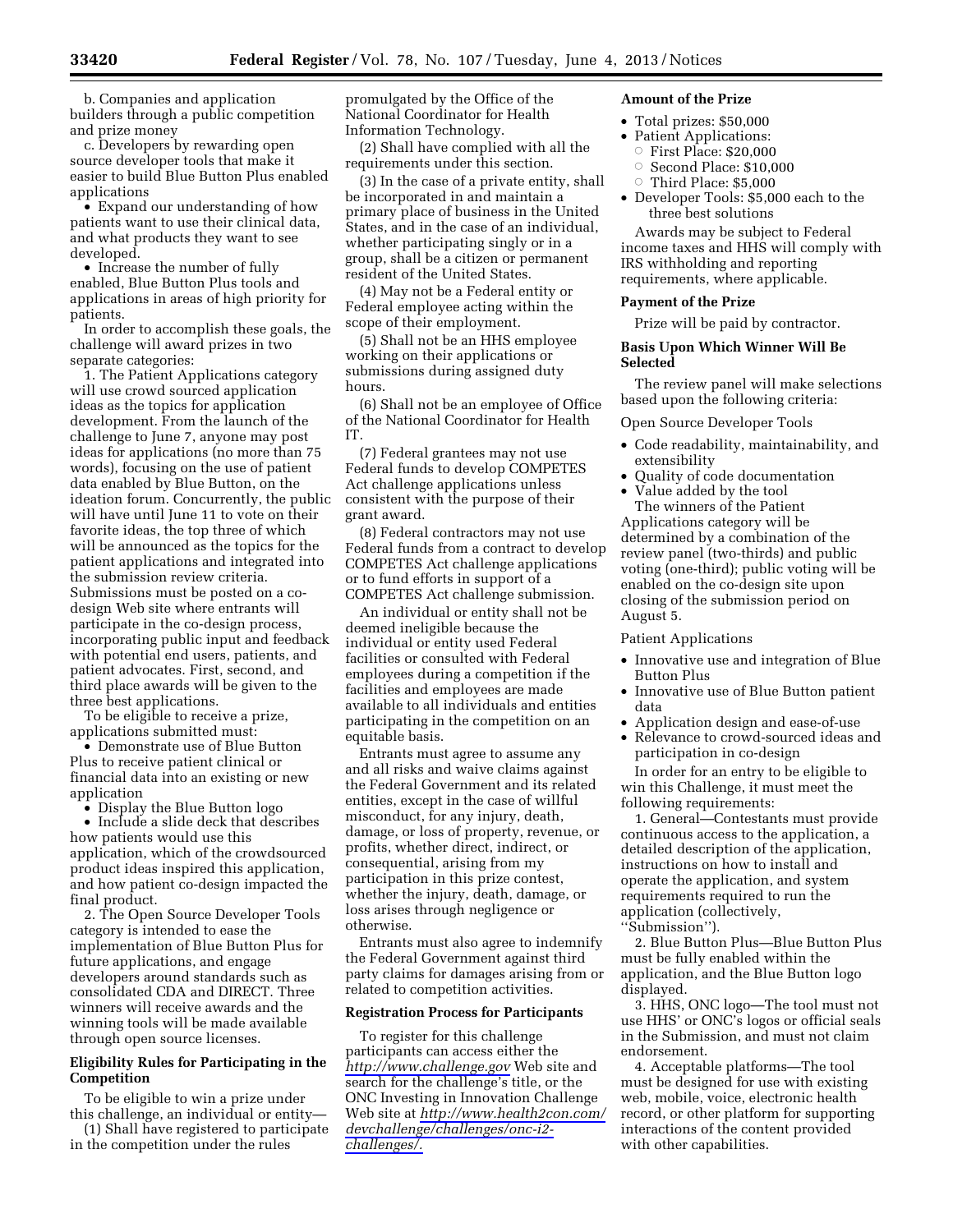b. Companies and application builders through a public competition and prize money

c. Developers by rewarding open source developer tools that make it easier to build Blue Button Plus enabled applications

- Expand our understanding of how patients want to use their clinical data, and what products they want to see developed.
- Increase the number of fully enabled, Blue Button Plus tools and applications in areas of high priority for patients.

In order to accomplish these goals, the challenge will award prizes in two separate categories:

1. The Patient Applications category will use crowd sourced application ideas as the topics for application development. From the launch of the challenge to June 7, anyone may post ideas for applications (no more than 75 words), focusing on the use of patient data enabled by Blue Button, on the ideation forum. Concurrently, the public will have until June 11 to vote on their favorite ideas, the top three of which will be announced as the topics for the patient applications and integrated into the submission review criteria. Submissions must be posted on a co-design Web site where entrants will participate in the co-design process, incorporating public input and feedback with potential end users, patients, and patient advocates. First, second, and third place awards will be given to the three best applications.

To be eligible to receive a prize, applications submitted must:

- Demonstrate use of Blue Button Plus to receive patient clinical or financial data into an existing or new application
- Display the Blue Button logo
- Include a slide deck that describes how patients would use this application, which of the crowdsourced product ideas inspired this application, and how patient co-design impacted the final product.

2. The Open Source Developer Tools category is intended to ease the implementation of Blue Button Plus for future applications, and engage developers around standards such as consolidated CDA and DIRECT. Three winners will receive awards and the winning tools will be made available through open source licenses.

## Eligibility Rules for Participating in the Competition

To be eligible to win a prize under this challenge, an individual or entity—

(1) Shall have registered to participate in the competition under the rules promulgated by the Office of the National Coordinator for Health Information Technology.

(2) Shall have complied with all the requirements under this section.

(3) In the case of a private entity, shall be incorporated in and maintain a primary place of business in the United States, and in the case of an individual, whether participating singly or in a group, shall be a citizen or permanent resident of the United States.

(4) May not be a Federal entity or Federal employee acting within the scope of their employment.

(5) Shall not be an HHS employee working on their applications or submissions during assigned duty hours.

(6) Shall not be an employee of Office of the National Coordinator for Health IT.

(7) Federal grantees may not use Federal funds to develop COMPETES Act challenge applications unless consistent with the purpose of their grant award.

(8) Federal contractors may not use Federal funds from a contract to develop COMPETES Act challenge applications or to fund efforts in support of a COMPETES Act challenge submission.

An individual or entity shall not be deemed ineligible because the individual or entity used Federal facilities or consulted with Federal employees during a competition if the facilities and employees are made available to all individuals and entities participating in the competition on an equitable basis.

Entrants must agree to assume any and all risks and waive claims against the Federal Government and its related entities, except in the case of willful misconduct, for any injury, death, damage, or loss of property, revenue, or profits, whether direct, indirect, or consequential, arising from my participation in this prize contest, whether the injury, death, damage, or loss arises through negligence or otherwise.

Entrants must also agree to indemnify the Federal Government against third party claims for damages arising from or related to competition activities.

## Registration Process for Participants

To register for this challenge participants can access either the *http://www.challenge.gov* Web site and search for the challenge's title, or the ONC Investing in Innovation Challenge Web site at *http://www.health2con.com/devchallenge/challenges/onc-i2-challenges/.*

## Amount of the Prize

- Total prizes: $50,000
- Patient Applications:
  - First Place: $20,000
  - Second Place: $10,000
  - Third Place: $5,000
- Developer Tools: $5,000 each to the three best solutions

Awards may be subject to Federal income taxes and HHS will comply with IRS withholding and reporting requirements, where applicable.

## Payment of the Prize

Prize will be paid by contractor.

## Basis Upon Which Winner Will Be Selected

The review panel will make selections based upon the following criteria:

Open Source Developer Tools

- Code readability, maintainability, and extensibility
- Quality of code documentation
- Value added by the tool

The winners of the Patient Applications category will be determined by a combination of the review panel (two-thirds) and public voting (one-third); public voting will be enabled on the co-design site upon closing of the submission period on August 5.

Patient Applications

- Innovative use and integration of Blue Button Plus
- Innovative use of Blue Button patient data
- Application design and ease-of-use
- Relevance to crowd-sourced ideas and participation in co-design

In order for an entry to be eligible to win this Challenge, it must meet the following requirements:

1. General—Contestants must provide continuous access to the application, a detailed description of the application, instructions on how to install and operate the application, and system requirements required to run the application (collectively, ''Submission'').

2. Blue Button Plus—Blue Button Plus must be fully enabled within the application, and the Blue Button logo displayed.

3. HHS, ONC logo—The tool must not use HHS' or ONC's logos or official seals in the Submission, and must not claim endorsement.

4. Acceptable platforms—The tool must be designed for use with existing web, mobile, voice, electronic health record, or other platform for supporting interactions of the content provided with other capabilities.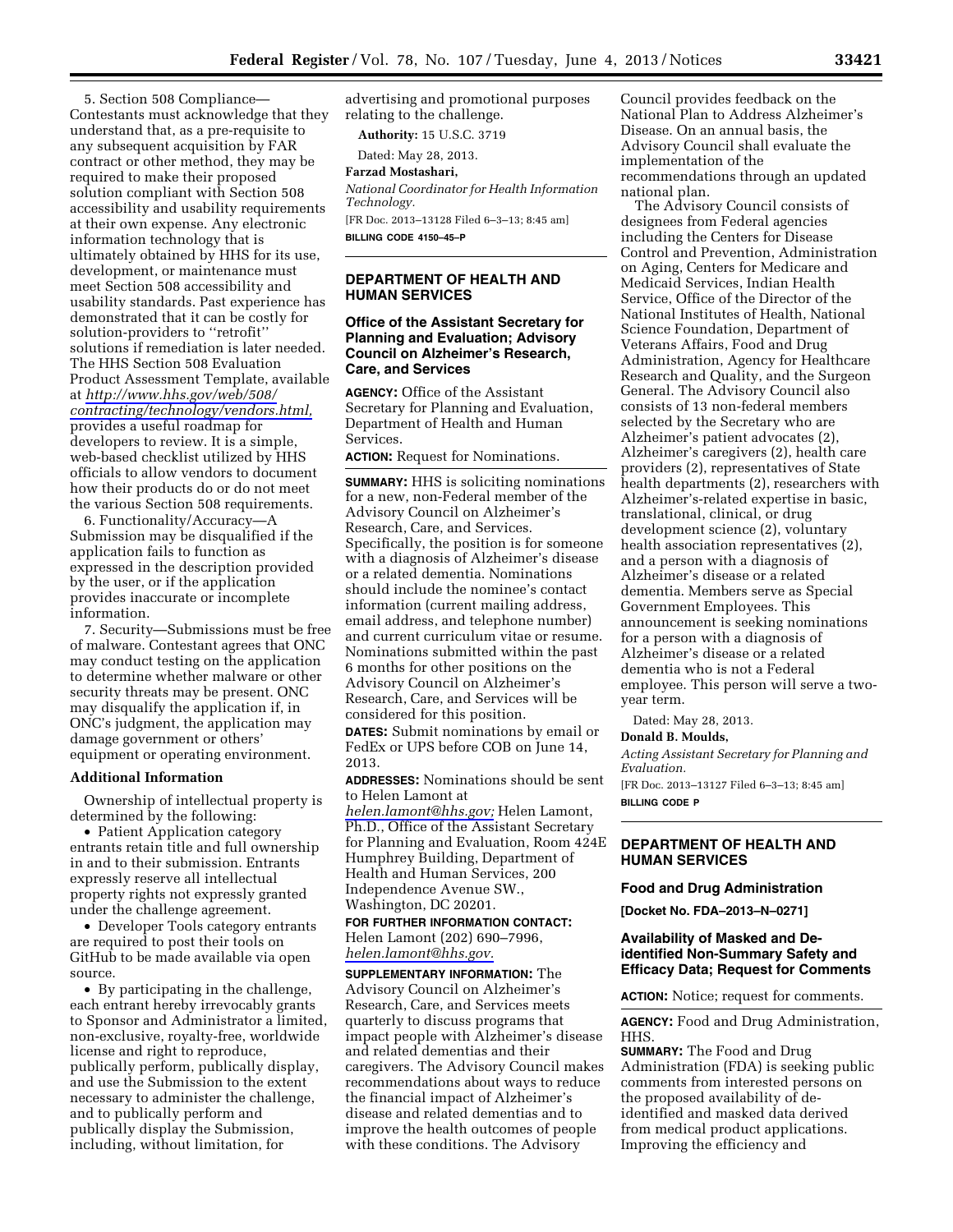5. Section 508 Compliance—Contestants must acknowledge that they understand that, as a pre-requisite to any subsequent acquisition by FAR contract or other method, they may be required to make their proposed solution compliant with Section 508 accessibility and usability requirements at their own expense. Any electronic information technology that is ultimately obtained by HHS for its use, development, or maintenance must meet Section 508 accessibility and usability standards. Past experience has demonstrated that it can be costly for solution-providers to ''retrofit'' solutions if remediation is later needed. The HHS Section 508 Evaluation Product Assessment Template, available at *http://www.hhs.gov/web/508/contracting/technology/vendors.html,* provides a useful roadmap for developers to review. It is a simple, web-based checklist utilized by HHS officials to allow vendors to document how their products do or do not meet the various Section 508 requirements.

6. Functionality/Accuracy—A Submission may be disqualified if the application fails to function as expressed in the description provided by the user, or if the application provides inaccurate or incomplete information.

7. Security—Submissions must be free of malware. Contestant agrees that ONC may conduct testing on the application to determine whether malware or other security threats may be present. ONC may disqualify the application if, in ONC's judgment, the application may damage government or others' equipment or operating environment.

**Additional Information**

Ownership of intellectual property is determined by the following:

- Patient Application category entrants retain title and full ownership in and to their submission. Entrants expressly reserve all intellectual property rights not expressly granted under the challenge agreement.
- Developer Tools category entrants are required to post their tools on GitHub to be made available via open source.
- By participating in the challenge, each entrant hereby irrevocably grants to Sponsor and Administrator a limited, non-exclusive, royalty-free, worldwide license and right to reproduce, publically perform, publically display, and use the Submission to the extent necessary to administer the challenge, and to publically perform and publically display the Submission, including, without limitation, for advertising and promotional purposes relating to the challenge.

**Authority:** 15 U.S.C. 3719

Dated: May 28, 2013.

**Farzad Mostashari,**

*National Coordinator for Health Information Technology.*

[FR Doc. 2013–13128 Filed 6–3–13; 8:45 am]

**BILLING CODE 4150–45–P**

## DEPARTMENT OF HEALTH AND HUMAN SERVICES

### Office of the Assistant Secretary for Planning and Evaluation; Advisory Council on Alzheimer's Research, Care, and Services

**AGENCY:** Office of the Assistant Secretary for Planning and Evaluation, Department of Health and Human Services.

**ACTION:** Request for Nominations.

**SUMMARY:** HHS is soliciting nominations for a new, non-Federal member of the Advisory Council on Alzheimer's Research, Care, and Services. Specifically, the position is for someone with a diagnosis of Alzheimer's disease or a related dementia. Nominations should include the nominee's contact information (current mailing address, email address, and telephone number) and current curriculum vitae or resume. Nominations submitted within the past 6 months for other positions on the Advisory Council on Alzheimer's Research, Care, and Services will be considered for this position.

**DATES:** Submit nominations by email or FedEx or UPS before COB on June 14, 2013.

**ADDRESSES:** Nominations should be sent to Helen Lamont at *helen.lamont@hhs.gov;* Helen Lamont, Ph.D., Office of the Assistant Secretary for Planning and Evaluation, Room 424E Humphrey Building, Department of Health and Human Services, 200 Independence Avenue SW., Washington, DC 20201.

**FOR FURTHER INFORMATION CONTACT:** Helen Lamont (202) 690–7996, *helen.lamont@hhs.gov.*

**SUPPLEMENTARY INFORMATION:** The Advisory Council on Alzheimer's Research, Care, and Services meets quarterly to discuss programs that impact people with Alzheimer's disease and related dementias and their caregivers. The Advisory Council makes recommendations about ways to reduce the financial impact of Alzheimer's disease and related dementias and to improve the health outcomes of people with these conditions. The Advisory Council provides feedback on the National Plan to Address Alzheimer's Disease. On an annual basis, the Advisory Council shall evaluate the implementation of the recommendations through an updated national plan.

The Advisory Council consists of designees from Federal agencies including the Centers for Disease Control and Prevention, Administration on Aging, Centers for Medicare and Medicaid Services, Indian Health Service, Office of the Director of the National Institutes of Health, National Science Foundation, Department of Veterans Affairs, Food and Drug Administration, Agency for Healthcare Research and Quality, and the Surgeon General. The Advisory Council also consists of 13 non-federal members selected by the Secretary who are Alzheimer's patient advocates (2), Alzheimer's caregivers (2), health care providers (2), representatives of State health departments (2), researchers with Alzheimer's-related expertise in basic, translational, clinical, or drug development science (2), voluntary health association representatives (2), and a person with a diagnosis of Alzheimer's disease or a related dementia. Members serve as Special Government Employees. This announcement is seeking nominations for a person with a diagnosis of Alzheimer's disease or a related dementia who is not a Federal employee. This person will serve a two-year term.

Dated: May 28, 2013.

**Donald B. Moulds,**

*Acting Assistant Secretary for Planning and Evaluation.*

[FR Doc. 2013–13127 Filed 6–3–13; 8:45 am]

**BILLING CODE P**

## DEPARTMENT OF HEALTH AND HUMAN SERVICES

### Food and Drug Administration

**[Docket No. FDA–2013–N–0271]**

### Availability of Masked and De-identified Non-Summary Safety and Efficacy Data; Request for Comments

**ACTION:** Notice; request for comments.

**AGENCY:** Food and Drug Administration, HHS.

**SUMMARY:** The Food and Drug Administration (FDA) is seeking public comments from interested persons on the proposed availability of de-identified and masked data derived from medical product applications. Improving the efficiency and